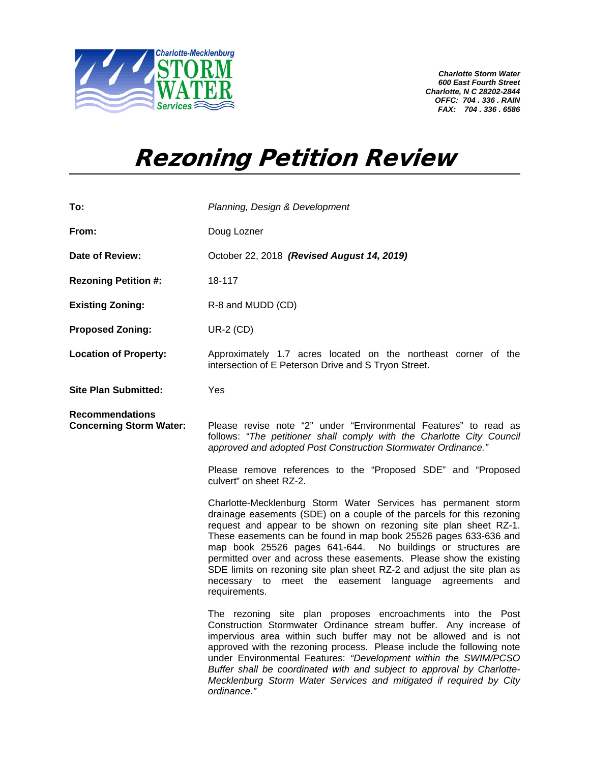Charlotte-Mecklenburg STORM WATER Services

***Charlotte Storm Water***
***600 East Fourth Street***
***Charlotte, N C 28202-2844***
***OFFC: 704 . 336 . RAIN***
***FAX: 704 . 336 . 6586***

# *Rezoning Petition Review*

**To:** *Planning, Design & Development*

**From:** Doug Lozner

**Date of Review:** October 22, 2018 ***(Revised August 14, 2019)***

**Rezoning Petition #:** 18-117

**Existing Zoning:** R-8 and MUDD (CD)

**Proposed Zoning:** UR-2 (CD)

**Location of Property:** Approximately 1.7 acres located on the northeast corner of the intersection of E Peterson Drive and S Tryon Street.

**Site Plan Submitted:** Yes

**Recommendations Concerning Storm Water:**

Please revise note "2" under "Environmental Features" to read as follows: *"The petitioner shall comply with the Charlotte City Council approved and adopted Post Construction Stormwater Ordinance."*

Please remove references to the "Proposed SDE" and "Proposed culvert" on sheet RZ-2.

Charlotte-Mecklenburg Storm Water Services has permanent storm drainage easements (SDE) on a couple of the parcels for this rezoning request and appear to be shown on rezoning site plan sheet RZ-1. These easements can be found in map book 25526 pages 633-636 and map book 25526 pages 641-644. No buildings or structures are permitted over and across these easements. Please show the existing SDE limits on rezoning site plan sheet RZ-2 and adjust the site plan as necessary to meet the easement language agreements and requirements.

The rezoning site plan proposes encroachments into the Post Construction Stormwater Ordinance stream buffer. Any increase of impervious area within such buffer may not be allowed and is not approved with the rezoning process. Please include the following note under Environmental Features: *"Development within the SWIM/PCSO Buffer shall be coordinated with and subject to approval by Charlotte-Mecklenburg Storm Water Services and mitigated if required by City ordinance."*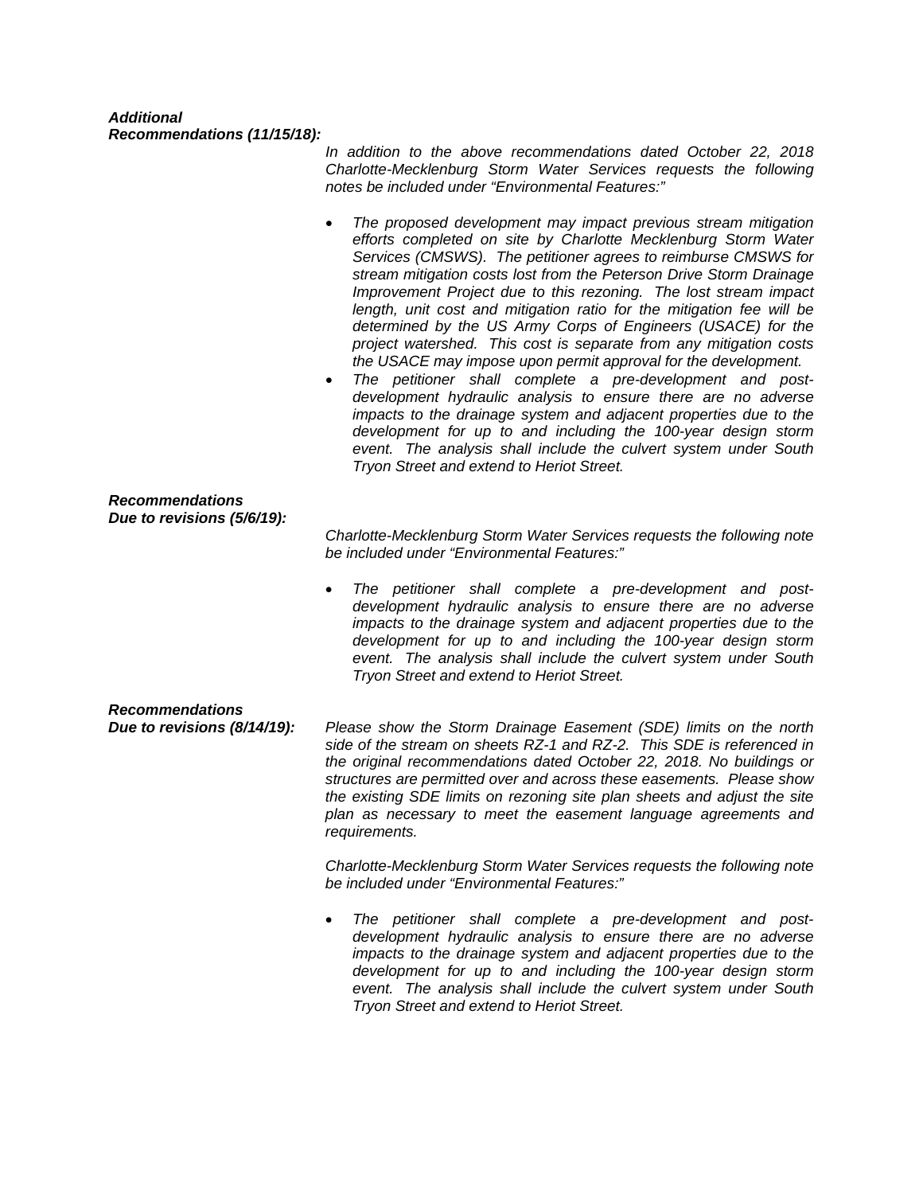***Additional Recommendations (11/15/18):***

*In addition to the above recommendations dated October 22, 2018 Charlotte-Mecklenburg Storm Water Services requests the following notes be included under "Environmental Features:"*

- *The proposed development may impact previous stream mitigation efforts completed on site by Charlotte Mecklenburg Storm Water Services (CMSWS). The petitioner agrees to reimburse CMSWS for stream mitigation costs lost from the Peterson Drive Storm Drainage Improvement Project due to this rezoning. The lost stream impact length, unit cost and mitigation ratio for the mitigation fee will be determined by the US Army Corps of Engineers (USACE) for the project watershed. This cost is separate from any mitigation costs the USACE may impose upon permit approval for the development.*
- *The petitioner shall complete a pre-development and post-development hydraulic analysis to ensure there are no adverse impacts to the drainage system and adjacent properties due to the development for up to and including the 100-year design storm event. The analysis shall include the culvert system under South Tryon Street and extend to Heriot Street.*

***Recommendations Due to revisions (5/6/19):***

*Charlotte-Mecklenburg Storm Water Services requests the following note be included under "Environmental Features:"*

- *The petitioner shall complete a pre-development and post-development hydraulic analysis to ensure there are no adverse impacts to the drainage system and adjacent properties due to the development for up to and including the 100-year design storm event. The analysis shall include the culvert system under South Tryon Street and extend to Heriot Street.*

***Recommendations Due to revisions (8/14/19):***

*Please show the Storm Drainage Easement (SDE) limits on the north side of the stream on sheets RZ-1 and RZ-2. This SDE is referenced in the original recommendations dated October 22, 2018. No buildings or structures are permitted over and across these easements. Please show the existing SDE limits on rezoning site plan sheets and adjust the site plan as necessary to meet the easement language agreements and requirements.*

*Charlotte-Mecklenburg Storm Water Services requests the following note be included under "Environmental Features:"*

- *The petitioner shall complete a pre-development and post-development hydraulic analysis to ensure there are no adverse impacts to the drainage system and adjacent properties due to the development for up to and including the 100-year design storm event. The analysis shall include the culvert system under South Tryon Street and extend to Heriot Street.*